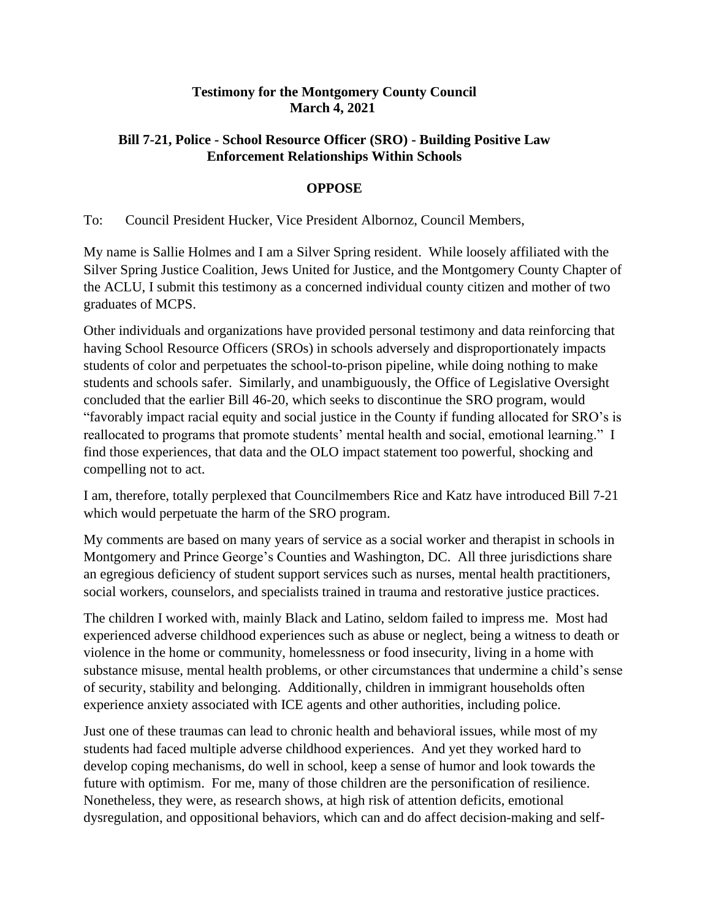**Testimony for the Montgomery County Council**
**March 4, 2021**

**Bill 7-21, Police - School Resource Officer (SRO) - Building Positive Law Enforcement Relationships Within Schools**

**OPPOSE**

To: Council President Hucker, Vice President Albornoz, Council Members,

My name is Sallie Holmes and I am a Silver Spring resident. While loosely affiliated with the Silver Spring Justice Coalition, Jews United for Justice, and the Montgomery County Chapter of the ACLU, I submit this testimony as a concerned individual county citizen and mother of two graduates of MCPS.

Other individuals and organizations have provided personal testimony and data reinforcing that having School Resource Officers (SROs) in schools adversely and disproportionately impacts students of color and perpetuates the school-to-prison pipeline, while doing nothing to make students and schools safer. Similarly, and unambiguously, the Office of Legislative Oversight concluded that the earlier Bill 46-20, which seeks to discontinue the SRO program, would "favorably impact racial equity and social justice in the County if funding allocated for SRO's is reallocated to programs that promote students' mental health and social, emotional learning." I find those experiences, that data and the OLO impact statement too powerful, shocking and compelling not to act.

I am, therefore, totally perplexed that Councilmembers Rice and Katz have introduced Bill 7-21 which would perpetuate the harm of the SRO program.

My comments are based on many years of service as a social worker and therapist in schools in Montgomery and Prince George's Counties and Washington, DC. All three jurisdictions share an egregious deficiency of student support services such as nurses, mental health practitioners, social workers, counselors, and specialists trained in trauma and restorative justice practices.

The children I worked with, mainly Black and Latino, seldom failed to impress me. Most had experienced adverse childhood experiences such as abuse or neglect, being a witness to death or violence in the home or community, homelessness or food insecurity, living in a home with substance misuse, mental health problems, or other circumstances that undermine a child's sense of security, stability and belonging. Additionally, children in immigrant households often experience anxiety associated with ICE agents and other authorities, including police.

Just one of these traumas can lead to chronic health and behavioral issues, while most of my students had faced multiple adverse childhood experiences. And yet they worked hard to develop coping mechanisms, do well in school, keep a sense of humor and look towards the future with optimism. For me, many of those children are the personification of resilience. Nonetheless, they were, as research shows, at high risk of attention deficits, emotional dysregulation, and oppositional behaviors, which can and do affect decision-making and self-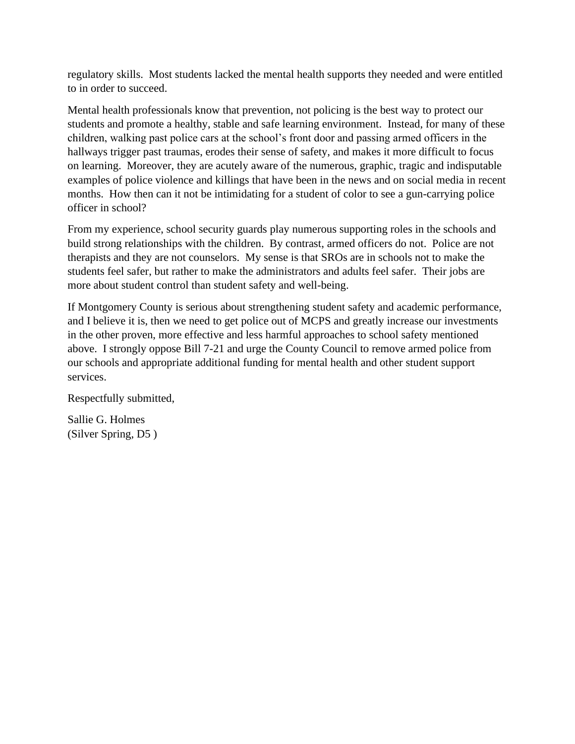regulatory skills. Most students lacked the mental health supports they needed and were entitled to in order to succeed.

Mental health professionals know that prevention, not policing is the best way to protect our students and promote a healthy, stable and safe learning environment. Instead, for many of these children, walking past police cars at the school's front door and passing armed officers in the hallways trigger past traumas, erodes their sense of safety, and makes it more difficult to focus on learning. Moreover, they are acutely aware of the numerous, graphic, tragic and indisputable examples of police violence and killings that have been in the news and on social media in recent months. How then can it not be intimidating for a student of color to see a gun-carrying police officer in school?

From my experience, school security guards play numerous supporting roles in the schools and build strong relationships with the children. By contrast, armed officers do not. Police are not therapists and they are not counselors. My sense is that SROs are in schools not to make the students feel safer, but rather to make the administrators and adults feel safer. Their jobs are more about student control than student safety and well-being.

If Montgomery County is serious about strengthening student safety and academic performance, and I believe it is, then we need to get police out of MCPS and greatly increase our investments in the other proven, more effective and less harmful approaches to school safety mentioned above. I strongly oppose Bill 7-21 and urge the County Council to remove armed police from our schools and appropriate additional funding for mental health and other student support services.

Respectfully submitted,

Sallie G. Holmes
(Silver Spring, D5 )